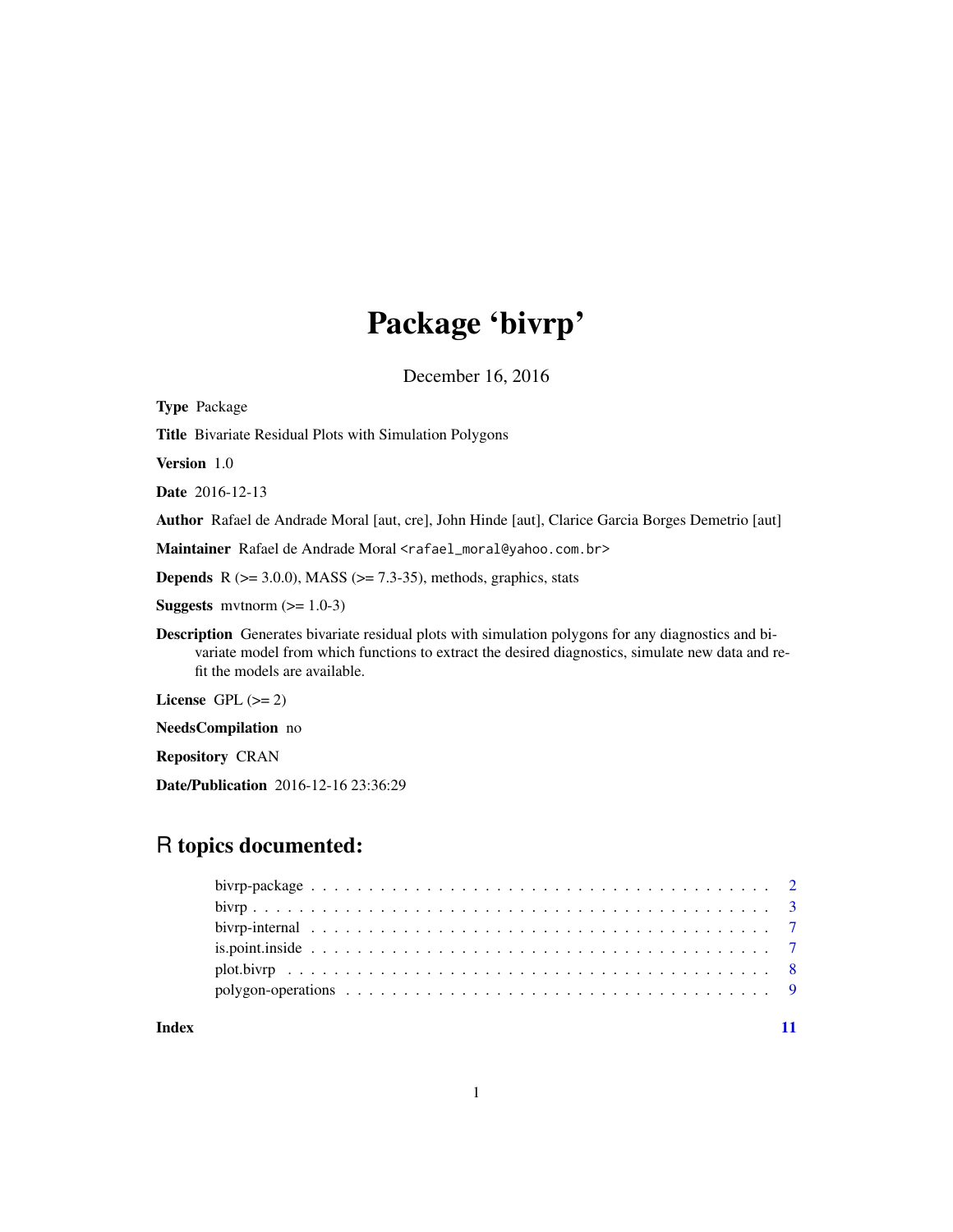# Package 'bivrp'

December 16, 2016

**Type** Package

**Title** Bivariate Residual Plots with Simulation Polygons

**Version** 1.0

**Date** 2016-12-13

**Author** Rafael de Andrade Moral [aut, cre], John Hinde [aut], Clarice Garcia Borges Demetrio [aut]

**Maintainer** Rafael de Andrade Moral <rafael_moral@yahoo.com.br>

**Depends** R (>= 3.0.0), MASS (>= 7.3-35), methods, graphics, stats

**Suggests** mvtnorm (>= 1.0-3)

**Description** Generates bivariate residual plots with simulation polygons for any diagnostics and bivariate model from which functions to extract the desired diagnostics, simulate new data and refit the models are available.

**License** GPL (>= 2)

**NeedsCompilation** no

**Repository** CRAN

**Date/Publication** 2016-12-16 23:36:29

## R topics documented:

- bivrp-package . . . . . . . . . . . . . . . . . . . . . . . . . . . . . . . . . . . . . . . . 2
- bivrp . . . . . . . . . . . . . . . . . . . . . . . . . . . . . . . . . . . . . . . . . . . . . 3
- bivrp-internal . . . . . . . . . . . . . . . . . . . . . . . . . . . . . . . . . . . . . . . . 7
- is.point.inside . . . . . . . . . . . . . . . . . . . . . . . . . . . . . . . . . . . . . . . . 7
- plot.bivrp . . . . . . . . . . . . . . . . . . . . . . . . . . . . . . . . . . . . . . . . . . 8
- polygon-operations . . . . . . . . . . . . . . . . . . . . . . . . . . . . . . . . . . . . . 9

**Index** 11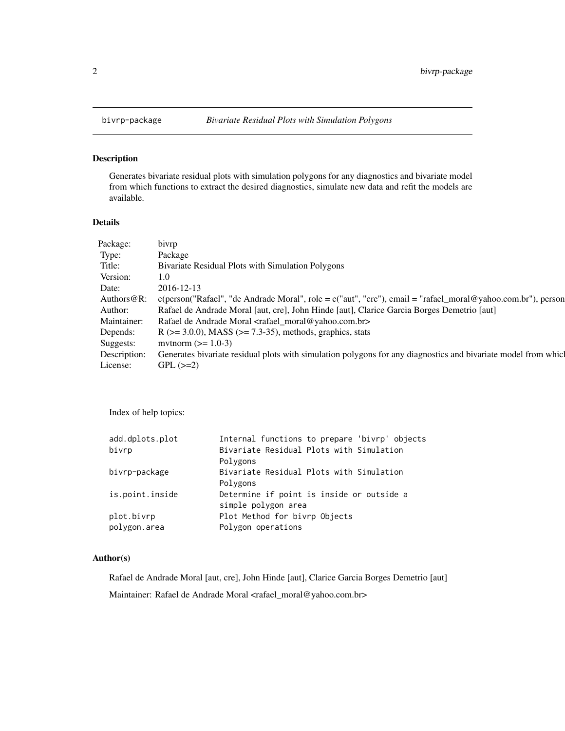bivrp-package *Bivariate Residual Plots with Simulation Polygons*

## Description

Generates bivariate residual plots with simulation polygons for any diagnostics and bivariate model from which functions to extract the desired diagnostics, simulate new data and refit the models are available.

## Details

| | |
|---|---|
| Package: | bivrp |
| Type: | Package |
| Title: | Bivariate Residual Plots with Simulation Polygons |
| Version: | 1.0 |
| Date: | 2016-12-13 |
| Authors@R: | c(person("Rafael", "de Andrade Moral", role = c("aut", "cre"), email = "rafael_moral@yahoo.com.br"), person |
| Author: | Rafael de Andrade Moral [aut, cre], John Hinde [aut], Clarice Garcia Borges Demetrio [aut] |
| Maintainer: | Rafael de Andrade Moral <rafael_moral@yahoo.com.br> |
| Depends: | R (>= 3.0.0), MASS (>= 7.3-35), methods, graphics, stats |
| Suggests: | mvtnorm (>= 1.0-3) |
| Description: | Generates bivariate residual plots with simulation polygons for any diagnostics and bivariate model from whicl |
| License: | GPL (>=2) |

Index of help topics:

```
add.dplots.plot         Internal functions to prepare 'bivrp' objects
bivrp                   Bivariate Residual Plots with Simulation
                        Polygons
bivrp-package           Bivariate Residual Plots with Simulation
                        Polygons
is.point.inside         Determine if point is inside or outside a
                        simple polygon area
plot.bivrp              Plot Method for bivrp Objects
polygon.area            Polygon operations
```

## Author(s)

Rafael de Andrade Moral [aut, cre], John Hinde [aut], Clarice Garcia Borges Demetrio [aut]

Maintainer: Rafael de Andrade Moral <rafael_moral@yahoo.com.br>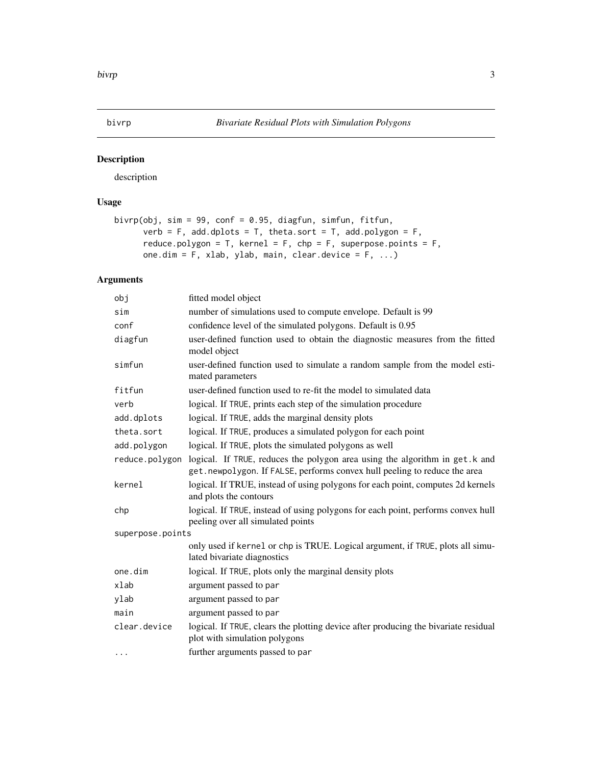# bivrp — *Bivariate Residual Plots with Simulation Polygons*

## Description

description

## Usage

```
bivrp(obj, sim = 99, conf = 0.95, diagfun, simfun, fitfun,
      verb = F, add.dplots = T, theta.sort = T, add.polygon = F,
      reduce.polygon = T, kernel = F, chp = F, superpose.points = F,
      one.dim = F, xlab, ylab, main, clear.device = F, ...)
```

## Arguments

| Argument | Description |
|---|---|
| `obj` | fitted model object |
| `sim` | number of simulations used to compute envelope. Default is 99 |
| `conf` | confidence level of the simulated polygons. Default is 0.95 |
| `diagfun` | user-defined function used to obtain the diagnostic measures from the fitted model object |
| `simfun` | user-defined function used to simulate a random sample from the model estimated parameters |
| `fitfun` | user-defined function used to re-fit the model to simulated data |
| `verb` | logical. If `TRUE`, prints each step of the simulation procedure |
| `add.dplots` | logical. If `TRUE`, adds the marginal density plots |
| `theta.sort` | logical. If `TRUE`, produces a simulated polygon for each point |
| `add.polygon` | logical. If `TRUE`, plots the simulated polygons as well |
| `reduce.polygon` | logical. If `TRUE`, reduces the polygon area using the algorithm in `get.k` and `get.newpolygon`. If `FALSE`, performs convex hull peeling to reduce the area |
| `kernel` | logical. If TRUE, instead of using polygons for each point, computes 2d kernels and plots the contours |
| `chp` | logical. If `TRUE`, instead of using polygons for each point, performs convex hull peeling over all simulated points |
| `superpose.points` | only used if `kernel` or `chp` is TRUE. Logical argument, if `TRUE`, plots all simulated bivariate diagnostics |
| `one.dim` | logical. If `TRUE`, plots only the marginal density plots |
| `xlab` | argument passed to `par` |
| `ylab` | argument passed to `par` |
| `main` | argument passed to `par` |
| `clear.device` | logical. If `TRUE`, clears the plotting device after producing the bivariate residual plot with simulation polygons |
| `...` | further arguments passed to `par` |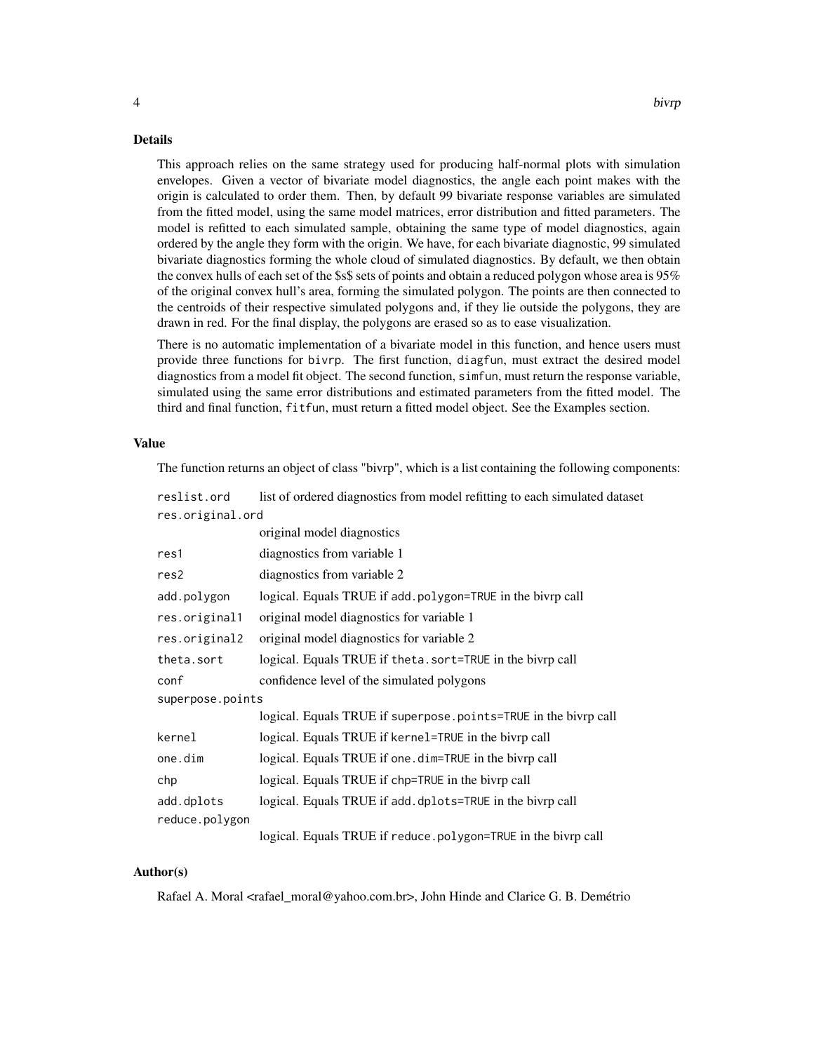## Details

This approach relies on the same strategy used for producing half-normal plots with simulation envelopes. Given a vector of bivariate model diagnostics, the angle each point makes with the origin is calculated to order them. Then, by default 99 bivariate response variables are simulated from the fitted model, using the same model matrices, error distribution and fitted parameters. The model is refitted to each simulated sample, obtaining the same type of model diagnostics, again ordered by the angle they form with the origin. We have, for each bivariate diagnostic, 99 simulated bivariate diagnostics forming the whole cloud of simulated diagnostics. By default, we then obtain the convex hulls of each set of the $s$ sets of points and obtain a reduced polygon whose area is 95% of the original convex hull's area, forming the simulated polygon. The points are then connected to the centroids of their respective simulated polygons and, if they lie outside the polygons, they are drawn in red. For the final display, the polygons are erased so as to ease visualization.

There is no automatic implementation of a bivariate model in this function, and hence users must provide three functions for `bivrp`. The first function, `diagfun`, must extract the desired model diagnostics from a model fit object. The second function, `simfun`, must return the response variable, simulated using the same error distributions and estimated parameters from the fitted model. The third and final function, `fitfun`, must return a fitted model object. See the Examples section.

## Value

The function returns an object of class "bivrp", which is a list containing the following components:

| | |
|---|---|
| `reslist.ord` | list of ordered diagnostics from model refitting to each simulated dataset |
| `res.original.ord` | original model diagnostics |
| `res1` | diagnostics from variable 1 |
| `res2` | diagnostics from variable 2 |
| `add.polygon` | logical. Equals TRUE if `add.polygon=TRUE` in the bivrp call |
| `res.original1` | original model diagnostics for variable 1 |
| `res.original2` | original model diagnostics for variable 2 |
| `theta.sort` | logical. Equals TRUE if `theta.sort=TRUE` in the bivrp call |
| `conf` | confidence level of the simulated polygons |
| `superpose.points` | logical. Equals TRUE if `superpose.points=TRUE` in the bivrp call |
| `kernel` | logical. Equals TRUE if `kernel=TRUE` in the bivrp call |
| `one.dim` | logical. Equals TRUE if `one.dim=TRUE` in the bivrp call |
| `chp` | logical. Equals TRUE if `chp=TRUE` in the bivrp call |
| `add.dplots` | logical. Equals TRUE if `add.dplots=TRUE` in the bivrp call |
| `reduce.polygon` | logical. Equals TRUE if `reduce.polygon=TRUE` in the bivrp call |

## Author(s)

Rafael A. Moral <rafael_moral@yahoo.com.br>, John Hinde and Clarice G. B. Demétrio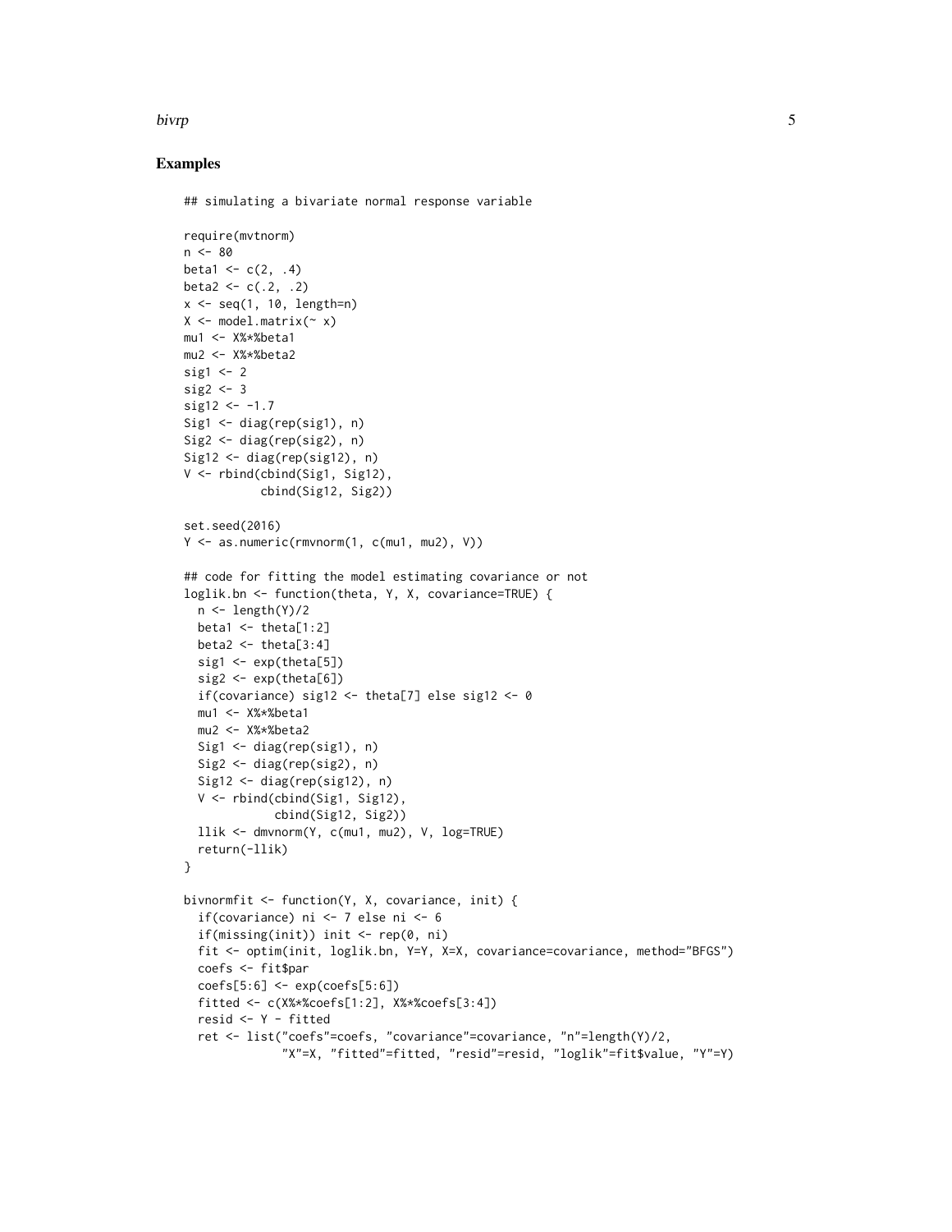## Examples

```
## simulating a bivariate normal response variable

require(mvtnorm)
n <- 80
beta1 <- c(2, .4)
beta2 <- c(.2, .2)
x <- seq(1, 10, length=n)
X <- model.matrix(~ x)
mu1 <- X%*%beta1
mu2 <- X%*%beta2
sig1 <- 2
sig2 <- 3
sig12 <- -1.7
Sig1 <- diag(rep(sig1), n)
Sig2 <- diag(rep(sig2), n)
Sig12 <- diag(rep(sig12), n)
V <- rbind(cbind(Sig1, Sig12),
           cbind(Sig12, Sig2))

set.seed(2016)
Y <- as.numeric(rmvnorm(1, c(mu1, mu2), V))

## code for fitting the model estimating covariance or not
loglik.bn <- function(theta, Y, X, covariance=TRUE) {
  n <- length(Y)/2
  beta1 <- theta[1:2]
  beta2 <- theta[3:4]
  sig1 <- exp(theta[5])
  sig2 <- exp(theta[6])
  if(covariance) sig12 <- theta[7] else sig12 <- 0
  mu1 <- X%*%beta1
  mu2 <- X%*%beta2
  Sig1 <- diag(rep(sig1), n)
  Sig2 <- diag(rep(sig2), n)
  Sig12 <- diag(rep(sig12), n)
  V <- rbind(cbind(Sig1, Sig12),
             cbind(Sig12, Sig2))
  llik <- dmvnorm(Y, c(mu1, mu2), V, log=TRUE)
  return(-llik)
}

bivnormfit <- function(Y, X, covariance, init) {
  if(covariance) ni <- 7 else ni <- 6
  if(missing(init)) init <- rep(0, ni)
  fit <- optim(init, loglik.bn, Y=Y, X=X, covariance=covariance, method="BFGS")
  coefs <- fit$par
  coefs[5:6] <- exp(coefs[5:6])
  fitted <- c(X%*%coefs[1:2], X%*%coefs[3:4])
  resid <- Y - fitted
  ret <- list("coefs"=coefs, "covariance"=covariance, "n"=length(Y)/2,
              "X"=X, "fitted"=fitted, "resid"=resid, "loglik"=fit$value, "Y"=Y)
```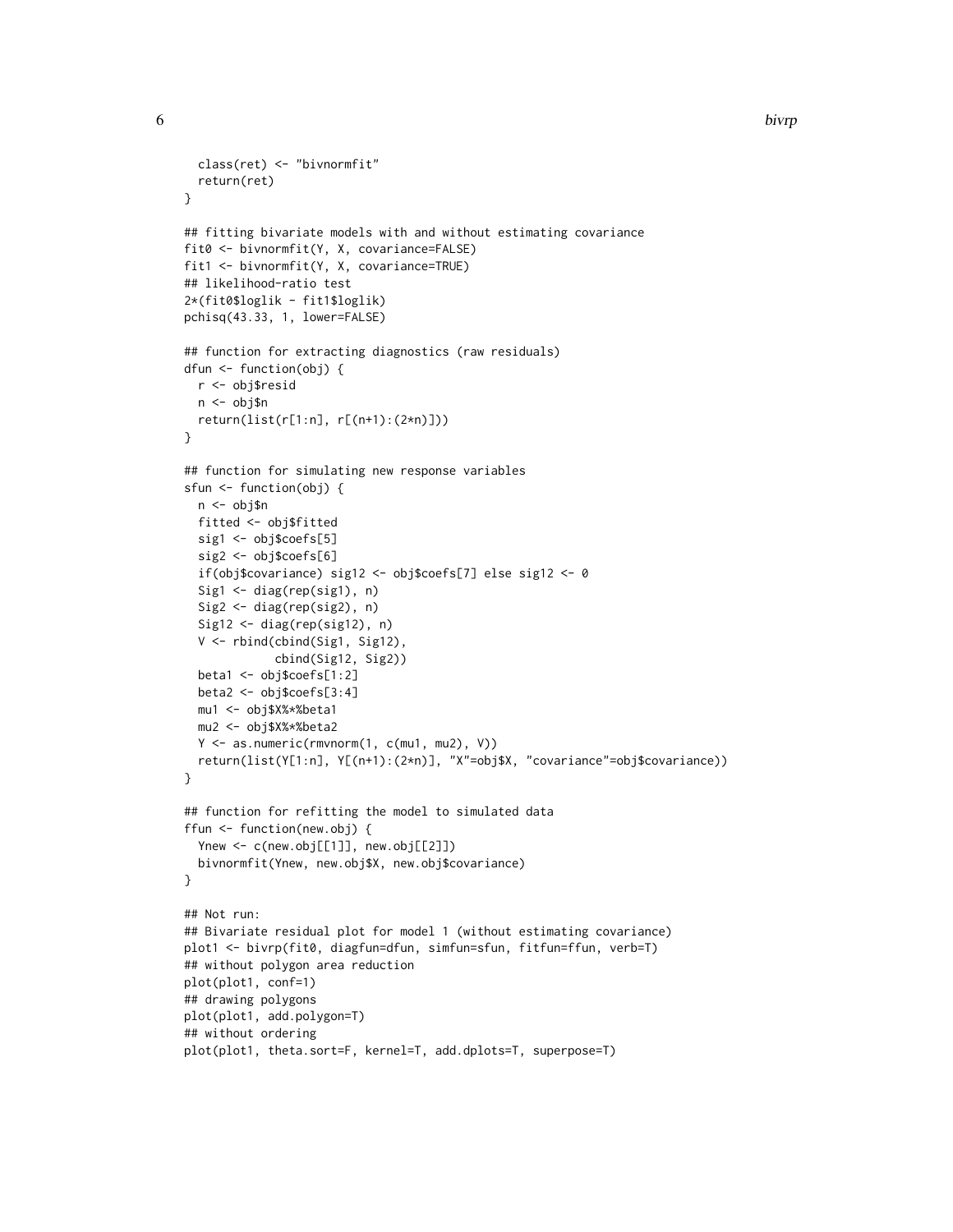```
  class(ret) <- "bivnormfit"
  return(ret)
}

## fitting bivariate models with and without estimating covariance
fit0 <- bivnormfit(Y, X, covariance=FALSE)
fit1 <- bivnormfit(Y, X, covariance=TRUE)
## likelihood-ratio test
2*(fit0$loglik - fit1$loglik)
pchisq(43.33, 1, lower=FALSE)

## function for extracting diagnostics (raw residuals)
dfun <- function(obj) {
  r <- obj$resid
  n <- obj$n
  return(list(r[1:n], r[(n+1):(2*n)]))
}

## function for simulating new response variables
sfun <- function(obj) {
  n <- obj$n
  fitted <- obj$fitted
  sig1 <- obj$coefs[5]
  sig2 <- obj$coefs[6]
  if(obj$covariance) sig12 <- obj$coefs[7] else sig12 <- 0
  Sig1 <- diag(rep(sig1), n)
  Sig2 <- diag(rep(sig2), n)
  Sig12 <- diag(rep(sig12), n)
  V <- rbind(cbind(Sig1, Sig12),
             cbind(Sig12, Sig2))
  beta1 <- obj$coefs[1:2]
  beta2 <- obj$coefs[3:4]
  mu1 <- obj$X%*%beta1
  mu2 <- obj$X%*%beta2
  Y <- as.numeric(rmvnorm(1, c(mu1, mu2), V))
  return(list(Y[1:n], Y[(n+1):(2*n)], "X"=obj$X, "covariance"=obj$covariance))
}

## function for refitting the model to simulated data
ffun <- function(new.obj) {
  Ynew <- c(new.obj[[1]], new.obj[[2]])
  bivnormfit(Ynew, new.obj$X, new.obj$covariance)
}

## Not run:
## Bivariate residual plot for model 1 (without estimating covariance)
plot1 <- bivrp(fit0, diagfun=dfun, simfun=sfun, fitfun=ffun, verb=T)
## without polygon area reduction
plot(plot1, conf=1)
## drawing polygons
plot(plot1, add.polygon=T)
## without ordering
plot(plot1, theta.sort=F, kernel=T, add.dplots=T, superpose=T)
```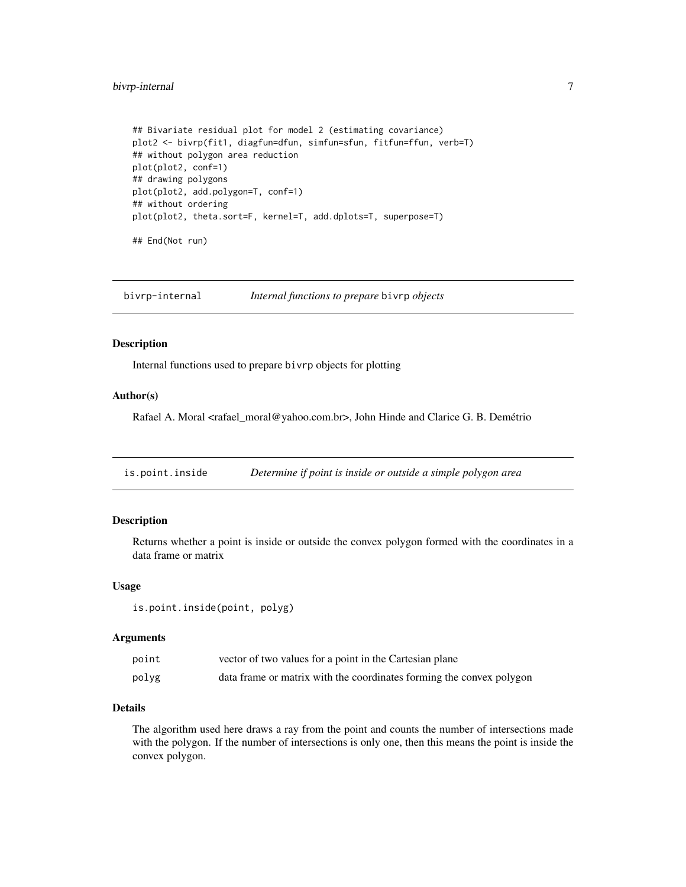```
## Bivariate residual plot for model 2 (estimating covariance)
plot2 <- bivrp(fit1, diagfun=dfun, simfun=sfun, fitfun=ffun, verb=T)
## without polygon area reduction
plot(plot2, conf=1)
## drawing polygons
plot(plot2, add.polygon=T, conf=1)
## without ordering
plot(plot2, theta.sort=F, kernel=T, add.dplots=T, superpose=T)

## End(Not run)
```

## bivrp-internal — *Internal functions to prepare* `bivrp` *objects*

### Description

Internal functions used to prepare `bivrp` objects for plotting

### Author(s)

Rafael A. Moral <rafael_moral@yahoo.com.br>, John Hinde and Clarice G. B. Demétrio

## is.point.inside — *Determine if point is inside or outside a simple polygon area*

### Description

Returns whether a point is inside or outside the convex polygon formed with the coordinates in a data frame or matrix

### Usage

```
is.point.inside(point, polyg)
```

### Arguments

| | |
|---|---|
| `point` | vector of two values for a point in the Cartesian plane |
| `polyg` | data frame or matrix with the coordinates forming the convex polygon |

### Details

The algorithm used here draws a ray from the point and counts the number of intersections made with the polygon. If the number of intersections is only one, then this means the point is inside the convex polygon.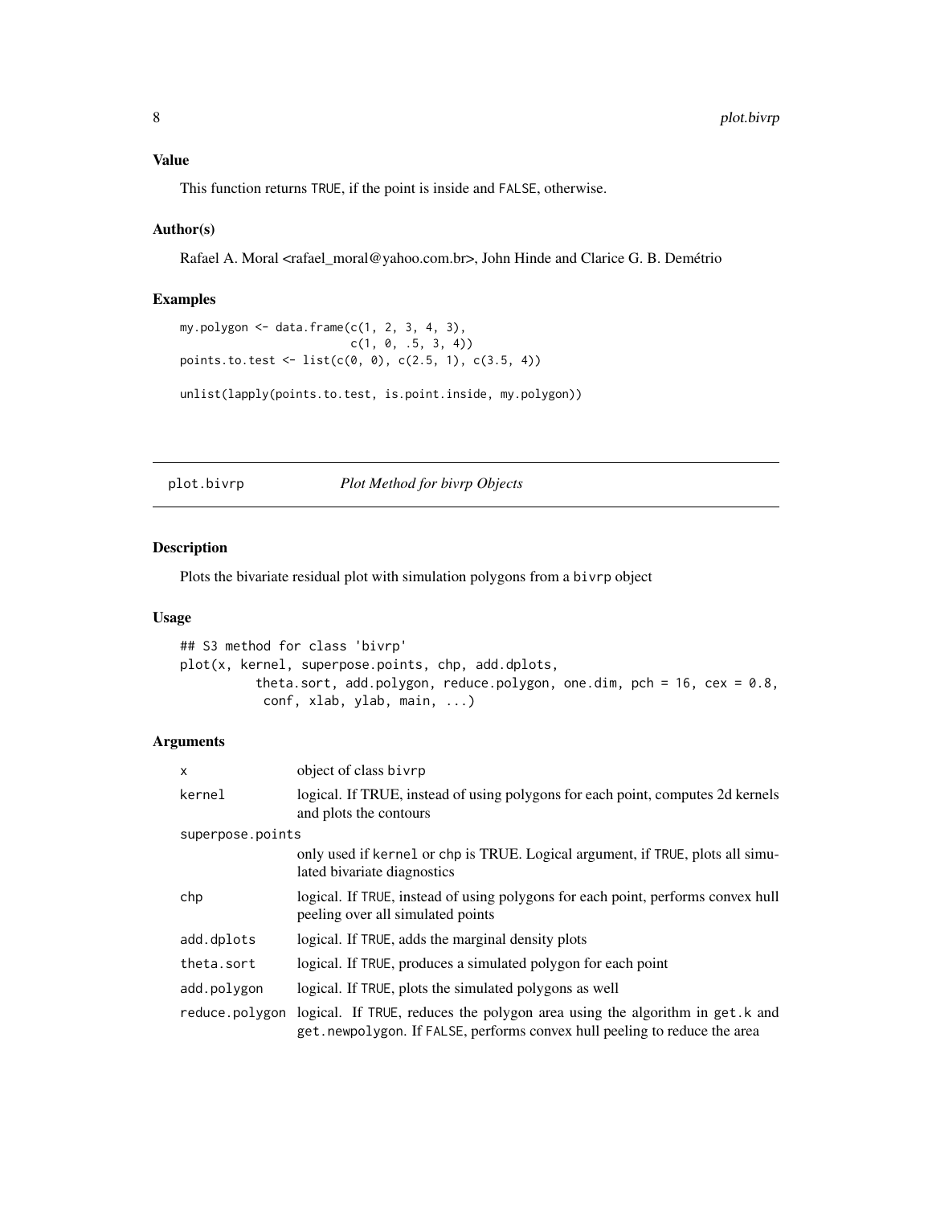### Value

This function returns TRUE, if the point is inside and FALSE, otherwise.

### Author(s)

Rafael A. Moral <rafael_moral@yahoo.com.br>, John Hinde and Clarice G. B. Demétrio

### Examples

```
my.polygon <- data.frame(c(1, 2, 3, 4, 3),
                         c(1, 0, .5, 3, 4))
points.to.test <- list(c(0, 0), c(2.5, 1), c(3.5, 4))

unlist(lapply(points.to.test, is.point.inside, my.polygon))
```

---

## plot.bivrp — *Plot Method for bivrp Objects*

### Description

Plots the bivariate residual plot with simulation polygons from a bivrp object

### Usage

```
## S3 method for class 'bivrp'
plot(x, kernel, superpose.points, chp, add.dplots,
          theta.sort, add.polygon, reduce.polygon, one.dim, pch = 16, cex = 0.8,
           conf, xlab, ylab, main, ...)
```

### Arguments

| | |
|---|---|
| x | object of class bivrp |
| kernel | logical. If TRUE, instead of using polygons for each point, computes 2d kernels and plots the contours |
| superpose.points | only used if kernel or chp is TRUE. Logical argument, if TRUE, plots all simulated bivariate diagnostics |
| chp | logical. If TRUE, instead of using polygons for each point, performs convex hull peeling over all simulated points |
| add.dplots | logical. If TRUE, adds the marginal density plots |
| theta.sort | logical. If TRUE, produces a simulated polygon for each point |
| add.polygon | logical. If TRUE, plots the simulated polygons as well |
| reduce.polygon | logical. If TRUE, reduces the polygon area using the algorithm in get.k and get.newpolygon. If FALSE, performs convex hull peeling to reduce the area |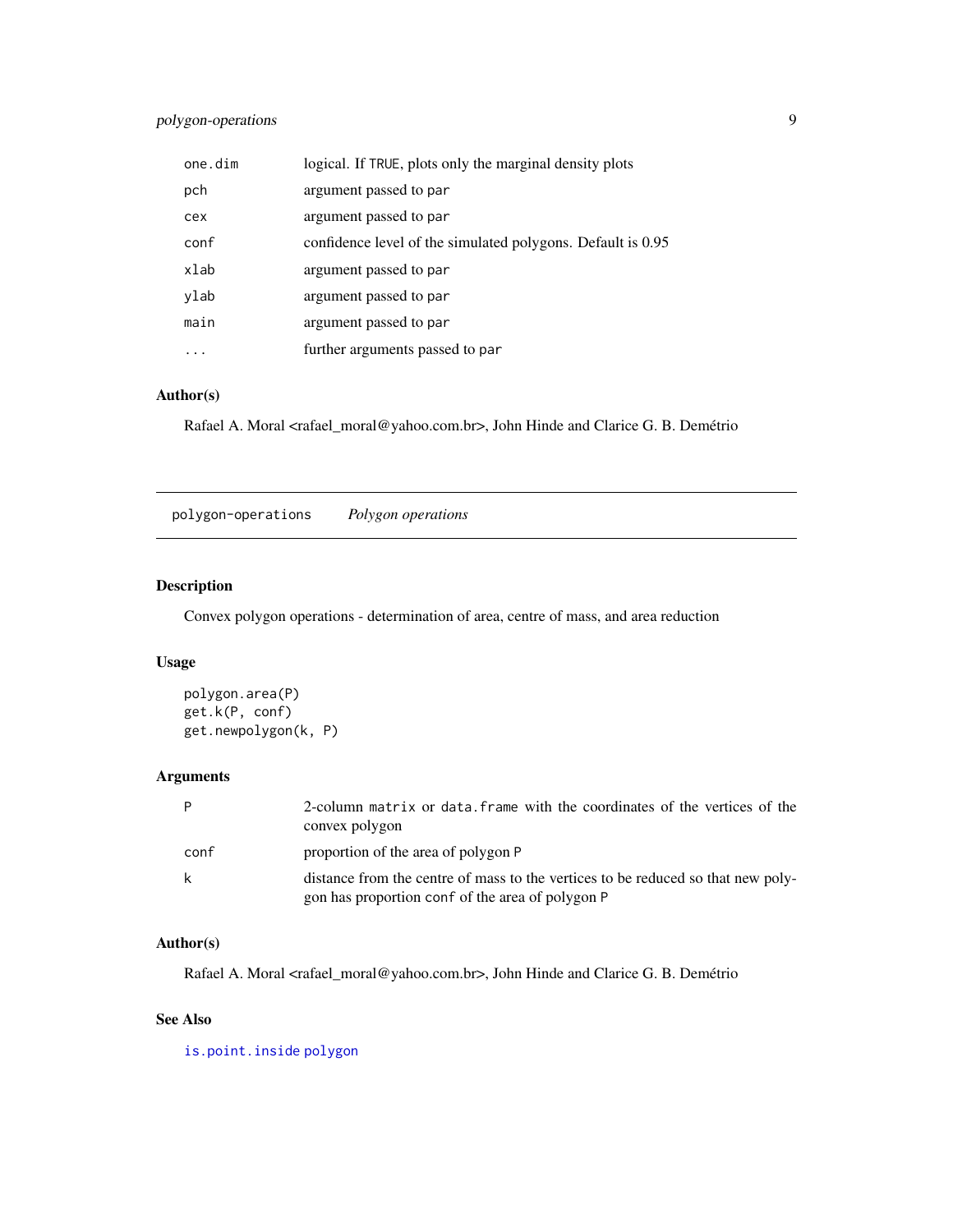| | |
|---|---|
| one.dim | logical. If TRUE, plots only the marginal density plots |
| pch | argument passed to par |
| cex | argument passed to par |
| conf | confidence level of the simulated polygons. Default is 0.95 |
| xlab | argument passed to par |
| ylab | argument passed to par |
| main | argument passed to par |
| ... | further arguments passed to par |

### Author(s)

Rafael A. Moral <rafael_moral@yahoo.com.br>, John Hinde and Clarice G. B. Demétrio

## polygon-operations *Polygon operations*

### Description

Convex polygon operations - determination of area, centre of mass, and area reduction

### Usage

```
polygon.area(P)
get.k(P, conf)
get.newpolygon(k, P)
```

### Arguments

| | |
|---|---|
| P | 2-column matrix or data.frame with the coordinates of the vertices of the convex polygon |
| conf | proportion of the area of polygon P |
| k | distance from the centre of mass to the vertices to be reduced so that new polygon has proportion conf of the area of polygon P |

### Author(s)

Rafael A. Moral <rafael_moral@yahoo.com.br>, John Hinde and Clarice G. B. Demétrio

### See Also

is.point.inside polygon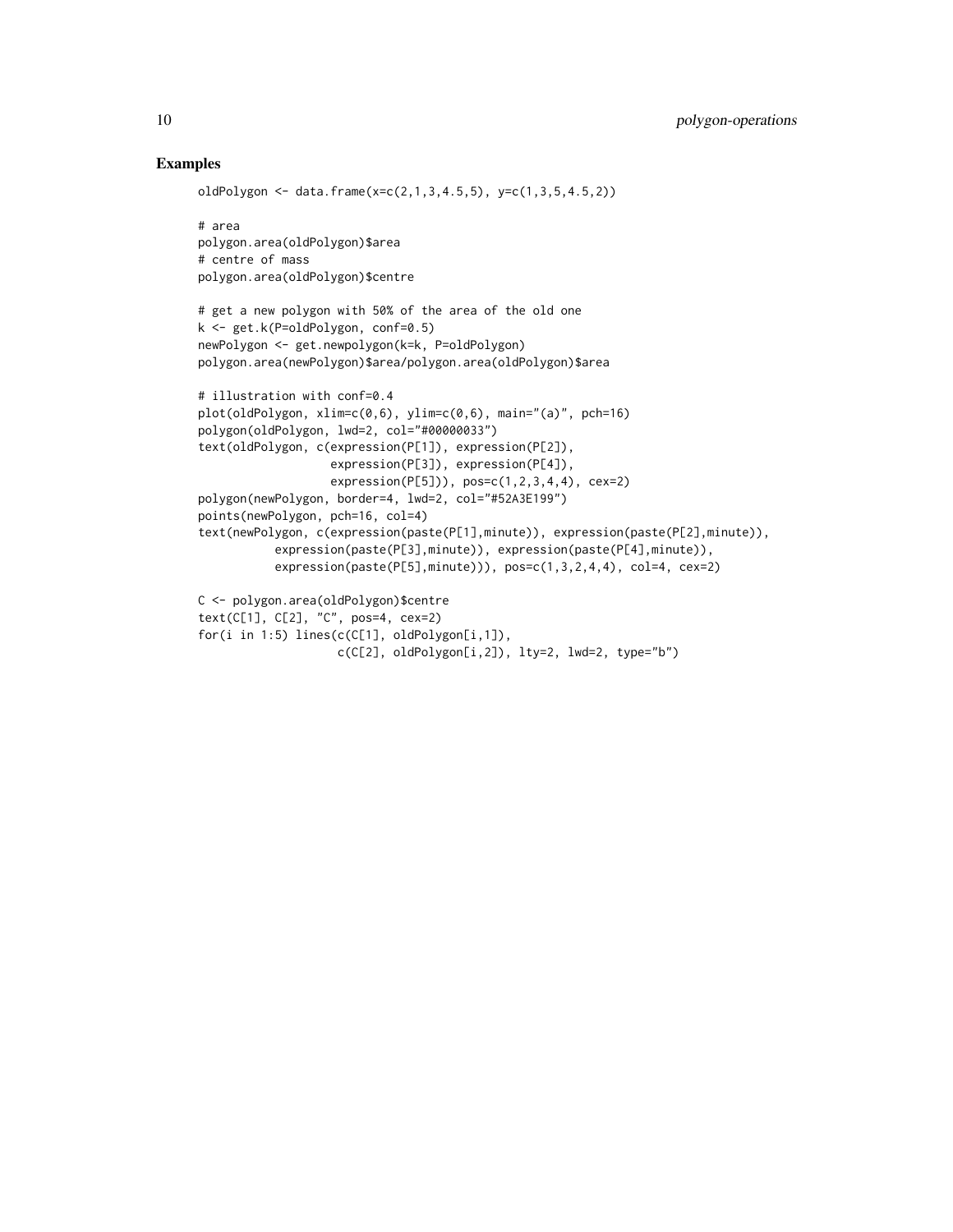## Examples

```
oldPolygon <- data.frame(x=c(2,1,3,4.5,5), y=c(1,3,5,4.5,2))

# area
polygon.area(oldPolygon)$area
# centre of mass
polygon.area(oldPolygon)$centre

# get a new polygon with 50% of the area of the old one
k <- get.k(P=oldPolygon, conf=0.5)
newPolygon <- get.newpolygon(k=k, P=oldPolygon)
polygon.area(newPolygon)$area/polygon.area(oldPolygon)$area

# illustration with conf=0.4
plot(oldPolygon, xlim=c(0,6), ylim=c(0,6), main="(a)", pch=16)
polygon(oldPolygon, lwd=2, col="#00000033")
text(oldPolygon, c(expression(P[1]), expression(P[2]),
                   expression(P[3]), expression(P[4]),
                   expression(P[5])), pos=c(1,2,3,4,4), cex=2)
polygon(newPolygon, border=4, lwd=2, col="#52A3E199")
points(newPolygon, pch=16, col=4)
text(newPolygon, c(expression(paste(P[1],minute)), expression(paste(P[2],minute)),
           expression(paste(P[3],minute)), expression(paste(P[4],minute)),
           expression(paste(P[5],minute))), pos=c(1,3,2,4,4), col=4, cex=2)

C <- polygon.area(oldPolygon)$centre
text(C[1], C[2], "C", pos=4, cex=2)
for(i in 1:5) lines(c(C[1], oldPolygon[i,1]),
                    c(C[2], oldPolygon[i,2]), lty=2, lwd=2, type="b")
```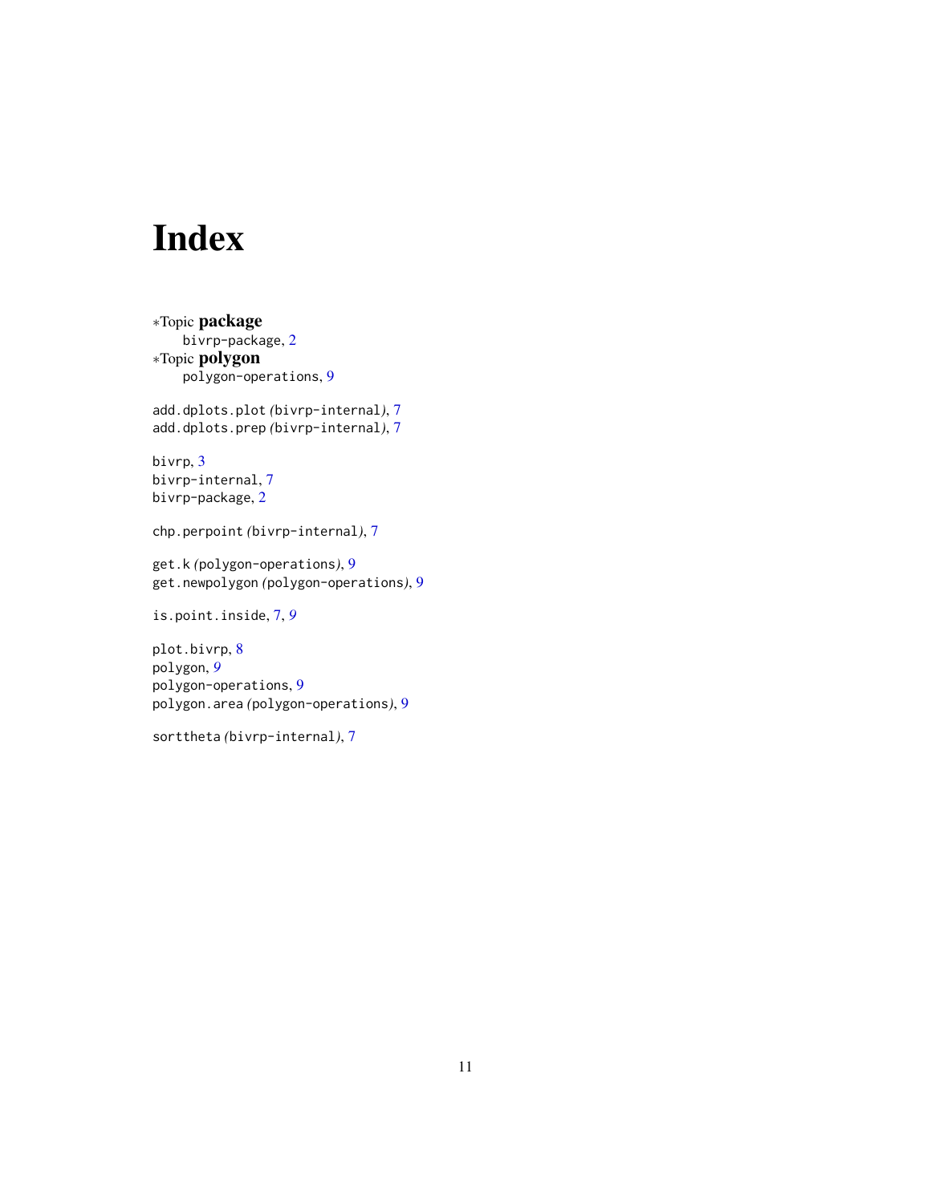# Index

∗Topic **package**
  bivrp-package, 2
∗Topic **polygon**
  polygon-operations, 9

add.dplots.plot *(*bivrp-internal*)*, 7
add.dplots.prep *(*bivrp-internal*)*, 7

bivrp, 3
bivrp-internal, 7
bivrp-package, 2

chp.perpoint *(*bivrp-internal*)*, 7

get.k *(*polygon-operations*)*, 9
get.newpolygon *(*polygon-operations*)*, 9

is.point.inside, 7, *9*

plot.bivrp, 8
polygon, *9*
polygon-operations, 9
polygon.area *(*polygon-operations*)*, 9

sorttheta *(*bivrp-internal*)*, 7